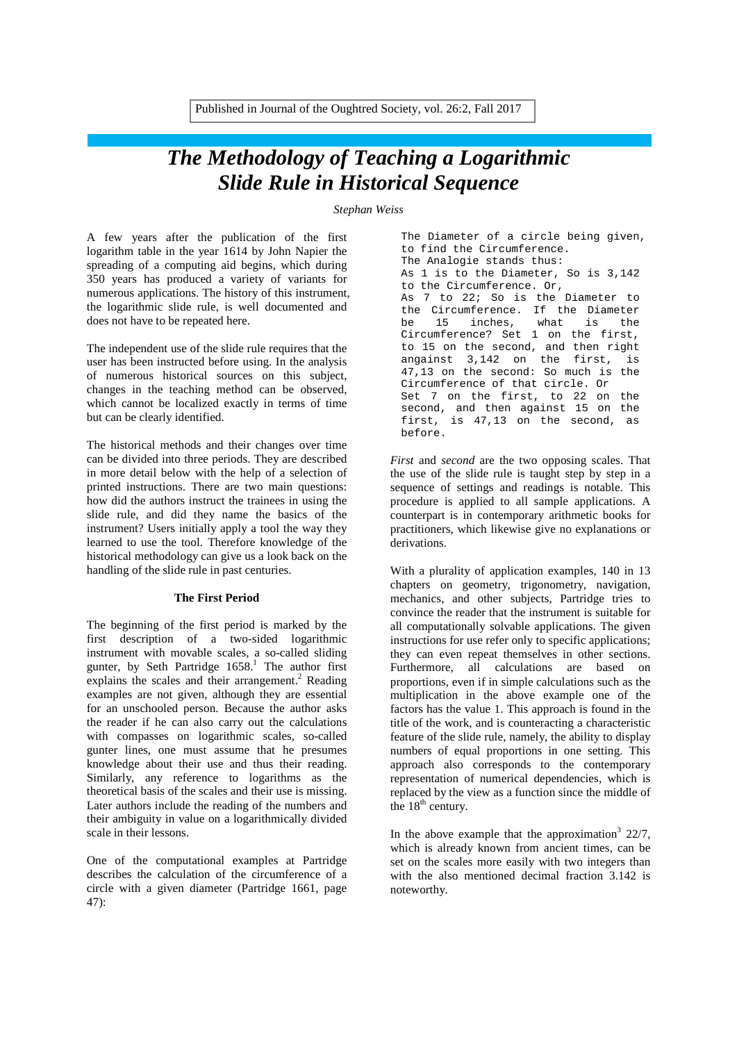Published in Journal of the Oughtred Society, vol. 26:2, Fall 2017

# *The Methodology of Teaching a Logarithmic Slide Rule in Historical Sequence*

*Stephan Weiss*

A few years after the publication of the first logarithm table in the year 1614 by John Napier the spreading of a computing aid begins, which during 350 years has produced a variety of variants for numerous applications. The history of this instrument, the logarithmic slide rule, is well documented and does not have to be repeated here.

The independent use of the slide rule requires that the user has been instructed before using. In the analysis of numerous historical sources on this subject, changes in the teaching method can be observed, which cannot be localized exactly in terms of time but can be clearly identified.

The historical methods and their changes over time can be divided into three periods. They are described in more detail below with the help of a selection of printed instructions. There are two main questions: how did the authors instruct the trainees in using the slide rule, and did they name the basics of the instrument? Users initially apply a tool the way they learned to use the tool. Therefore knowledge of the historical methodology can give us a look back on the handling of the slide rule in past centuries.

### The First Period

The beginning of the first period is marked by the first description of a two-sided logarithmic instrument with movable scales, a so-called sliding gunter, by Seth Partridge 1658.[1] The author first explains the scales and their arrangement.[2] Reading examples are not given, although they are essential for an unschooled person. Because the author asks the reader if he can also carry out the calculations with compasses on logarithmic scales, so-called gunter lines, one must assume that he presumes knowledge about their use and thus their reading. Similarly, any reference to logarithms as the theoretical basis of the scales and their use is missing. Later authors include the reading of the numbers and their ambiguity in value on a logarithmically divided scale in their lessons.

One of the computational examples at Partridge describes the calculation of the circumference of a circle with a given diameter (Partridge 1661, page 47):

```
The Diameter of a circle being given,
to find the Circumference.
The Analogie stands thus:
As 1 is to the Diameter, So is 3,142
to the Circumference. Or,
As 7 to 22; So is the Diameter to
the Circumference. If the Diameter
be 15 inches, what is the
Circumference? Set 1 on the first,
to 15 on the second, and then right
angainst 3,142 on the first, is
47,13 on the second: So much is the
Circumference of that circle. Or
Set 7 on the first, to 22 on the
second, and then against 15 on the
first, is 47,13 on the second, as
before.
```

*First* and *second* are the two opposing scales. That the use of the slide rule is taught step by step in a sequence of settings and readings is notable. This procedure is applied to all sample applications. A counterpart is in contemporary arithmetic books for practitioners, which likewise give no explanations or derivations.

With a plurality of application examples, 140 in 13 chapters on geometry, trigonometry, mechanics, and other subjects, Partridge tries to convince the reader that the instrument is suitable for all computationally solvable applications. The given instructions for use refer only to specific applications; they can even repeat themselves in other sections. Furthermore, all calculations are based on proportions, even if in simple calculations such as the multiplication in the above example one of the factors has the value 1. This approach is found in the title of the work, and is counteracting a characteristic feature of the slide rule, namely, the ability to display numbers of equal proportions in one setting. This approach also corresponds to the contemporary representation of numerical dependencies, which is replaced by the view as a function since the middle of the 18th century.

In the above example that the approximation[3] 22/7, which is already known from ancient times, can be set on the scales more easily with two integers than with the also mentioned decimal fraction 3.142 is noteworthy.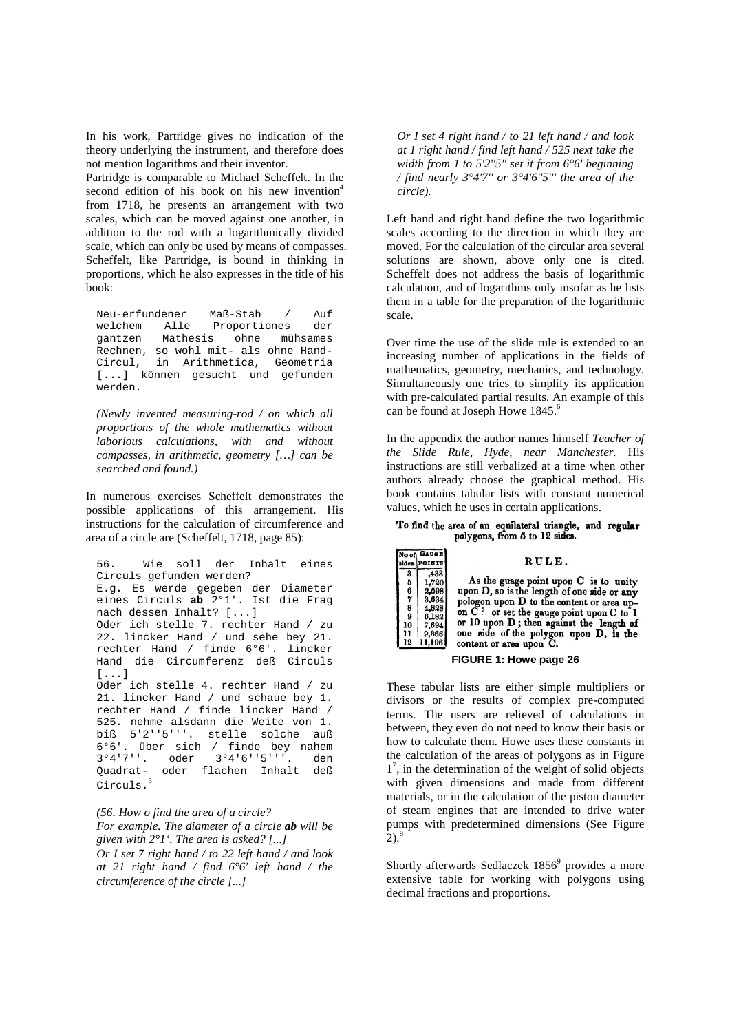In his work, Partridge gives no indication of the theory underlying the instrument, and therefore does not mention logarithms and their inventor.

Partridge is comparable to Michael Scheffelt. In the second edition of his book on his new invention[4] from 1718, he presents an arrangement with two scales, which can be moved against one another, in addition to the rod with a logarithmically divided scale, which can only be used by means of compasses. Scheffelt, like Partridge, is bound in thinking in proportions, which he also expresses in the title of his book:

```
Neu-erfundener Maß-Stab / Auf welchem Alle Proportiones der gantzen Mathesis ohne mühsames Rechnen, so wohl mit- als ohne Hand-Circul, in Arithmetica, Geometria [...] können gesucht und gefunden werden.
```

*(Newly invented measuring-rod / on which all proportions of the whole mathematics without laborious calculations, with and without compasses, in arithmetic, geometry […] can be searched and found.)*

In numerous exercises Scheffelt demonstrates the possible applications of this arrangement. His instructions for the calculation of circumference and area of a circle are (Scheffelt, 1718, page 85):

```
56. Wie soll der Inhalt eines Circuls gefunden werden?
E.g. Es werde gegeben der Diameter eines Circuls ab 2°1'. Ist die Frag nach dessen Inhalt? [...]
Oder ich stelle 7. rechter Hand / zu 22. lincker Hand / und sehe bey 21. rechter Hand / finde 6°6'. lincker Hand die Circumferenz deß Circuls [...]
Oder ich stelle 4. rechter Hand / zu 21. lincker Hand / und schaue bey 1. rechter Hand / finde lincker Hand / 525. nehme alsdann die Weite von 1. biß 5'2''5'''. stelle solche auß 6°6'. über sich / finde bey nahem 3°4'7''. oder 3°4'6''5'''. den Quadrat- oder flachen Inhalt deß Circuls.
```
[5]

*(56. How o find the area of a circle?*
*For example. The diameter of a circle **ab** will be given with 2°1'. The area is asked? [...]*
*Or I set 7 right hand / to 22 left hand / and look at 21 right hand / find 6°6' left hand / the circumference of the circle [...]*
*Or I set 4 right hand / to 21 left hand / and look at 1 right hand / find left hand / 525 next take the width from 1 to 5'2''5'' set it from 6°6' beginning / find nearly 3°4'7'' or 3°4'6''5''' the area of the circle).*

Left hand and right hand define the two logarithmic scales according to the direction in which they are moved. For the calculation of the circular area several solutions are shown, above only one is cited. Scheffelt does not address the basis of logarithmic calculation, and of logarithms only insofar as he lists them in a table for the preparation of the logarithmic scale.

Over time the use of the slide rule is extended to an increasing number of applications in the fields of mathematics, geometry, mechanics, and technology. Simultaneously one tries to simplify its application with pre-calculated partial results. An example of this can be found at Joseph Howe 1845.[6]

In the appendix the author names himself *Teacher of the Slide Rule, Hyde, near Manchester.* His instructions are still verbalized at a time when other authors already choose the graphical method. His book contains tabular lists with constant numerical values, which he uses in certain applications.

**To find the area of an equilateral triangle, and regular polygons, from 5 to 12 sides.**

| No of sides | GAUGE POINTS |
|---|---|
| 3 | ,433 |
| 5 | 1,720 |
| 6 | 2,598 |
| 7 | 3,634 |
| 8 | 4,828 |
| 9 | 6,182 |
| 10 | 7,694 |
| 11 | 9,366 |
| 12 | 11,196 |

**RULE.**

As the guage point upon C is to unity upon D, so is the length of one side or any pologon upon D to the content or area upon C? or set the gauge point upon C to 1 or 10 upon D; then against the length of one side of the polygon upon D, is the content or area upon C.

**FIGURE 1: Howe page 26**

These tabular lists are either simple multipliers or divisors or the results of complex pre-computed terms. The users are relieved of calculations in between, they even do not need to know their basis or how to calculate them. Howe uses these constants in the calculation of the areas of polygons as in Figure 1[7], in the determination of the weight of solid objects with given dimensions and made from different materials, or in the calculation of the piston diameter of steam engines that are intended to drive water pumps with predetermined dimensions (See Figure 2).[8]

Shortly afterwards Sedlaczek 1856[9] provides a more extensive table for working with polygons using decimal fractions and proportions.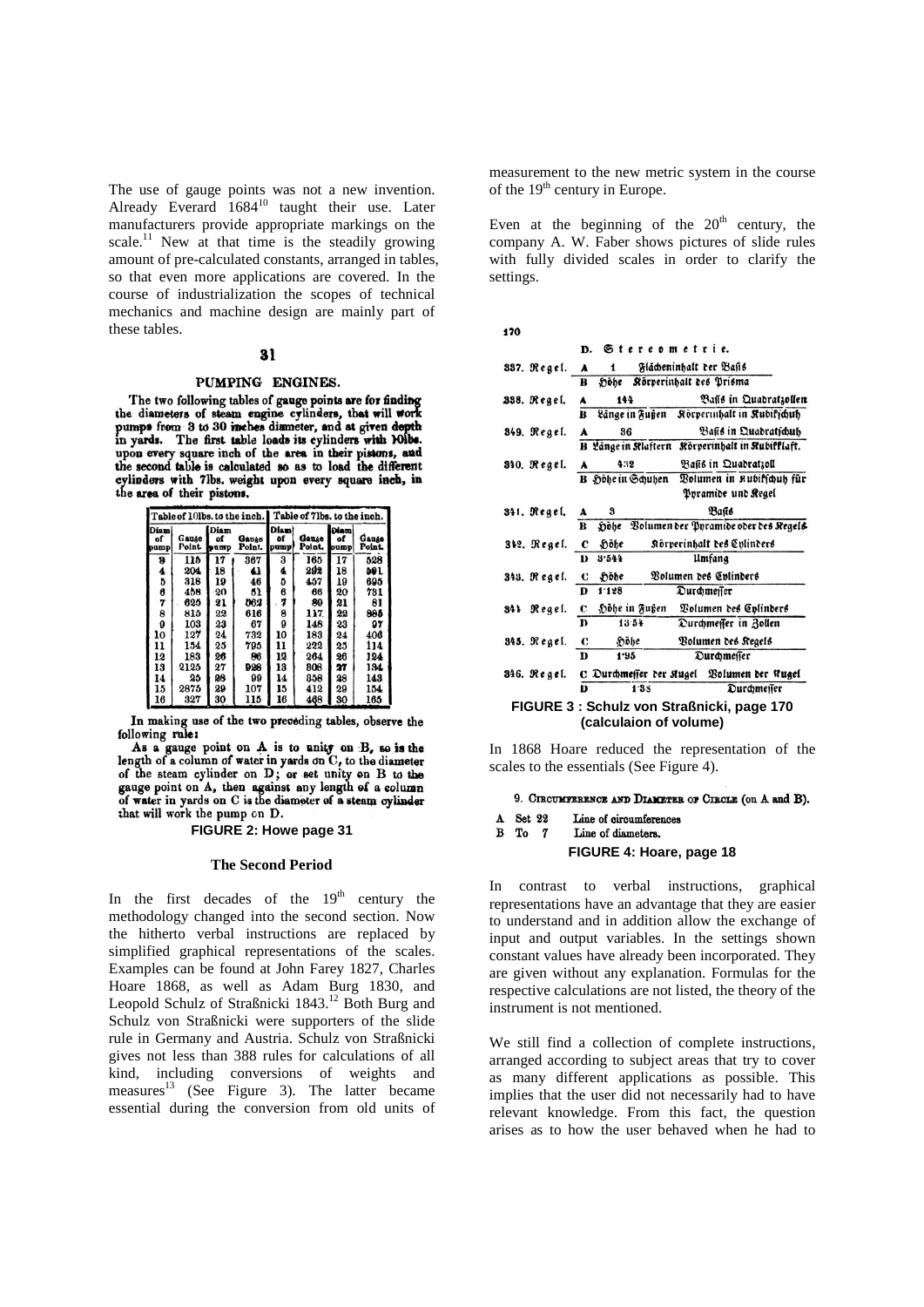The use of gauge points was not a new invention. Already Everard 1684[10] taught their use. Later manufacturers provide appropriate markings on the scale.[11] New at that time is the steadily growing amount of pre-calculated constants, arranged in tables, so that even more applications are covered. In the course of industrialization the scopes of technical mechanics and machine design are mainly part of these tables.

31

PUMPING ENGINES.

The two following tables of gauge points are for finding the diameters of steam engine cylinders, that will work pumps from 3 to 30 inches diameter, and at given depth in yards. The first table loads its cylinders with 10lbs. upon every square inch of the area in their pistons, and the second table is calculated so as to load the different cylinders with 7lbs. weight upon every square inch, in the area of their pistons.

| Table of 10lbs. to the inch. | | | | Table of 7lbs. to the inch. | | | |
|---|---|---|---|---|---|---|---|
| Diam of pump | Gauge Point. | Diam of pump | Gauge Point. | Diam of pump | Gauge Point. | Diam of pump | Gauge Point. |
| 3 | 115 | 17 | 367 | 3 | 165 | 17 | 528 |
| 4 | 204 | 18 | 41 | 4 | 292 | 18 | 591 |
| 5 | 318 | 19 | 46 | 5 | 457 | 19 | 695 |
| 6 | 458 | 20 | 51 | 6 | 66 | 20 | 731 |
| 7 | 625 | 21 | 562 | 7 | 89 | 21 | 81 |
| 8 | 815 | 22 | 616 | 8 | 117 | 22 | 885 |
| 9 | 103 | 23 | 67 | 9 | 148 | 23 | 97 |
| 10 | 127 | 24 | 732 | 10 | 183 | 24 | 406 |
| 11 | 154 | 25 | 795 | 11 | 222 | 25 | 114 |
| 12 | 183 | 26 | 86 | 12 | 264 | 26 | 124 |
| 13 | 2125 | 27 | 928 | 13 | 308 | 27 | 134 |
| 14 | 25 | 28 | 99 | 14 | 358 | 28 | 143 |
| 15 | 2875 | 29 | 107 | 15 | 412 | 29 | 154 |
| 16 | 327 | 30 | 115 | 16 | 468 | 30 | 165 |

In making use of the two preceding tables, observe the following rule:

As a gauge point on A is to unity on B, so is the length of a column of water in yards on C, to the diameter of the steam cylinder on D; or set unity on B to the gauge point on A, then against any length of a column of water in yards on C is the diameter of a steam cylinder that will work the pump on D.

**FIGURE 2: Howe page 31**

### The Second Period

In the first decades of the 19[th] century the methodology changed into the second section. Now the hitherto verbal instructions are replaced by simplified graphical representations of the scales. Examples can be found at John Farey 1827, Charles Hoare 1868, as well as Adam Burg 1830, and Leopold Schulz of Straßnicki 1843.[12] Both Burg and Schulz von Straßnicki were supporters of the slide rule in Germany and Austria. Schulz von Straßnicki gives not less than 388 rules for calculations of all kind, including conversions of weights and measures[13] (See Figure 3). The latter became essential during the conversion from old units of measurement to the new metric system in the course of the 19[th] century in Europe.

Even at the beginning of the 20[th] century, the company A. W. Faber shows pictures of slide rules with fully divided scales in order to clarify the settings.

170

D. Stereometrie.

| | | | |
|---|---|---|---|
| 337. Regel. | A | 1 | Flächeninhalt der Basis |
| | B | Höhe | Körperinhalt des Prisma |
| 338. Regel. | A | 144 | Basis in Quadratzollen |
| | B | Länge in Fußen | Körperinhalt in Kubikschuh |
| 339. Regel. | A | 36 | Basis in Quadratschuh |
| | B | Länge in Klaftern | Körperinhalt in Kubikklaft. |
| 340. Regel. | A | 432 | Basis in Quadratzoll |
| | B | Höhe in Schuhen | Volumen in Kubikschuh für Pyramide und Kegel |
| 341. Regel. | A | 3 | Basis |
| | B | Höhe | Volumen der Pyramide oder des Kegels |
| 342. Regel. | C | Höhe | Körperinhalt des Cylinders |
| | D | 3·544 | Umfang |
| 343. Regel. | C | Höhe | Volumen des Cylinders |
| | D | 1·128 | Durchmesser |
| 344. Regel. | C | Höhe in Fußen | Volumen des Cylinders |
| | D | 13·54 | Durchmesser in Zollen |
| 345. Regel. | C | Höhe | Volumen des Kegels |
| | D | 1·95 | Durchmesser |
| 346. Regel. | C | Durchmesser der Kugel | Volumen der Kugel |
| | D | 1·38 | Durchmesser |

**FIGURE 3 : Schulz von Straßnicki, page 170 (calculaion of volume)**

In 1868 Hoare reduced the representation of the scales to the essentials (See Figure 4).

9. CIRCUMFERENCE AND DIAMETER OF CIRCLE (on A and B).

| | | | |
|---|---|---|---|
| A | Set | 22 | Line of circumferences |
| B | To | 7 | Line of diameters. |

**FIGURE 4: Hoare, page 18**

In contrast to verbal instructions, graphical representations have an advantage that they are easier to understand and in addition allow the exchange of input and output variables. In the settings shown constant values have already been incorporated. They are given without any explanation. Formulas for the respective calculations are not listed, the theory of the instrument is not mentioned.

We still find a collection of complete instructions, arranged according to subject areas that try to cover as many different applications as possible. This implies that the user did not necessarily had to have relevant knowledge. From this fact, the question arises as to how the user behaved when he had to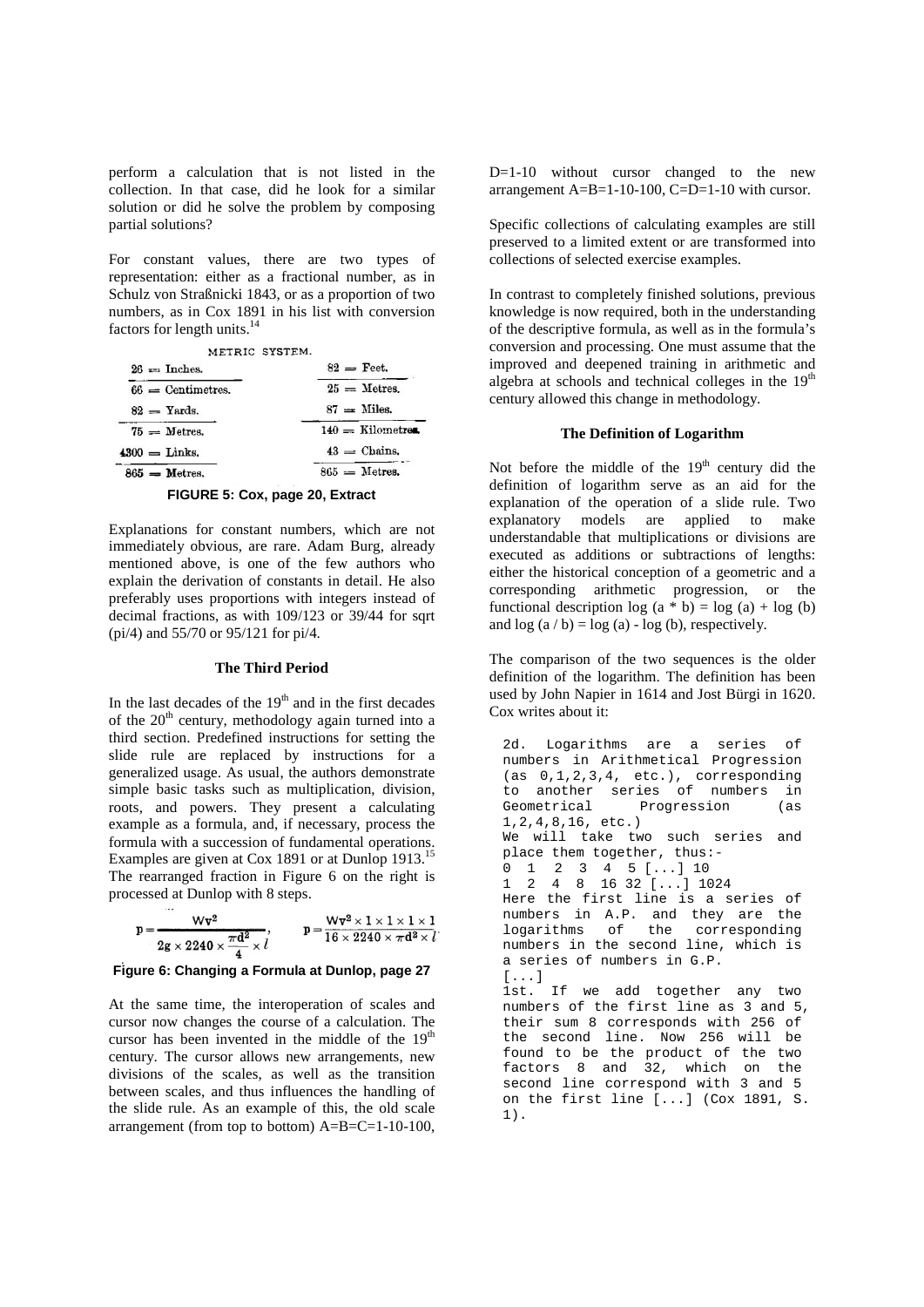perform a calculation that is not listed in the collection. In that case, did he look for a similar solution or did he solve the problem by composing partial solutions?

For constant values, there are two types of representation: either as a fractional number, as in Schulz von Straßnicki 1843, or as a proportion of two numbers, as in Cox 1891 in his list with conversion factors for length units.[14]

METRIC SYSTEM.

| | |
|---|---|
| $\frac{26 = \text{Inches.}}{66 = \text{Centimetres.}}$ | $\frac{82 = \text{Feet.}}{25 = \text{Metres.}}$ |
| $\frac{82 = \text{Yards.}}{75 = \text{Metres.}}$ | $\frac{87 = \text{Miles.}}{140 = \text{Kilometres.}}$ |
| $\frac{4300 = \text{Links.}}{865 = \text{Metres.}}$ | $\frac{43 = \text{Chains.}}{865 = \text{Metres.}}$ |

**FIGURE 5: Cox, page 20, Extract**

Explanations for constant numbers, which are not immediately obvious, are rare. Adam Burg, already mentioned above, is one of the few authors who explain the derivation of constants in detail. He also preferably uses proportions with integers instead of decimal fractions, as with 109/123 or 39/44 for sqrt (pi/4) and 55/70 or 95/121 for pi/4.

### The Third Period

In the last decades of the 19[th] and in the first decades of the 20[th] century, methodology again turned into a third section. Predefined instructions for setting the slide rule are replaced by instructions for a generalized usage. As usual, the authors demonstrate simple basic tasks such as multiplication, division, roots, and powers. They present a calculating example as a formula, and, if necessary, process the formula with a succession of fundamental operations. Examples are given at Cox 1891 or at Dunlop 1913.[15] The rearranged fraction in Figure 6 on the right is processed at Dunlop with 8 steps.

$$p = \frac{Wv^2}{2g \times 2240 \times \frac{\pi d^2}{4} \times l}, \qquad p = \frac{Wv^2 \times 1 \times 1 \times 1}{16 \times 2240 \times \pi d^2 \times l}$$

**Figure 6: Changing a Formula at Dunlop, page 27**

At the same time, the interoperation of scales and cursor now changes the course of a calculation. The cursor has been invented in the middle of the 19[th] century. The cursor allows new arrangements, new divisions of the scales, as well as the transition between scales, and thus influences the handling of the slide rule. As an example of this, the old scale arrangement (from top to bottom) A=B=C=1-10-100, D=1-10 without cursor changed to the new arrangement A=B=1-10-100, C=D=1-10 with cursor.

Specific collections of calculating examples are still preserved to a limited extent or are transformed into collections of selected exercise examples.

In contrast to completely finished solutions, previous knowledge is now required, both in the understanding of the descriptive formula, as well as in the formula's conversion and processing. One must assume that the improved and deepened training in arithmetic and algebra at schools and technical colleges in the 19[th] century allowed this change in methodology.

### The Definition of Logarithm

Not before the middle of the 19[th] century did the definition of logarithm serve as an aid for the explanation of the operation of a slide rule. Two explanatory models are applied to make understandable that multiplications or divisions are executed as additions or subtractions of lengths: either the historical conception of a geometric and a corresponding arithmetic progression, or the functional description log (a * b) = log (a) + log (b) and log (a / b) = log (a) - log (b), respectively.

The comparison of the two sequences is the older definition of the logarithm. The definition has been used by John Napier in 1614 and Jost Bürgi in 1620. Cox writes about it:

```
2d. Logarithms are a series of
numbers in Arithmetical Progression
(as 0,1,2,3,4, etc.), corresponding
to another series of numbers in
Geometrical Progression (as
1,2,4,8,16, etc.)
We will take two such series and
place them together, thus:-
0  1  2  3  4  5 [...] 10
1  2  4  8  16 32 [...] 1024
Here the first line is a series of
numbers in A.P. and they are the
logarithms of the corresponding
numbers in the second line, which is
a series of numbers in G.P.
[...]
1st. If we add together any two
numbers of the first line as 3 and 5,
their sum 8 corresponds with 256 of
the second line. Now 256 will be
found to be the product of the two
factors 8 and 32, which on the
second line correspond with 3 and 5
on the first line [...] (Cox 1891, S.
1).
```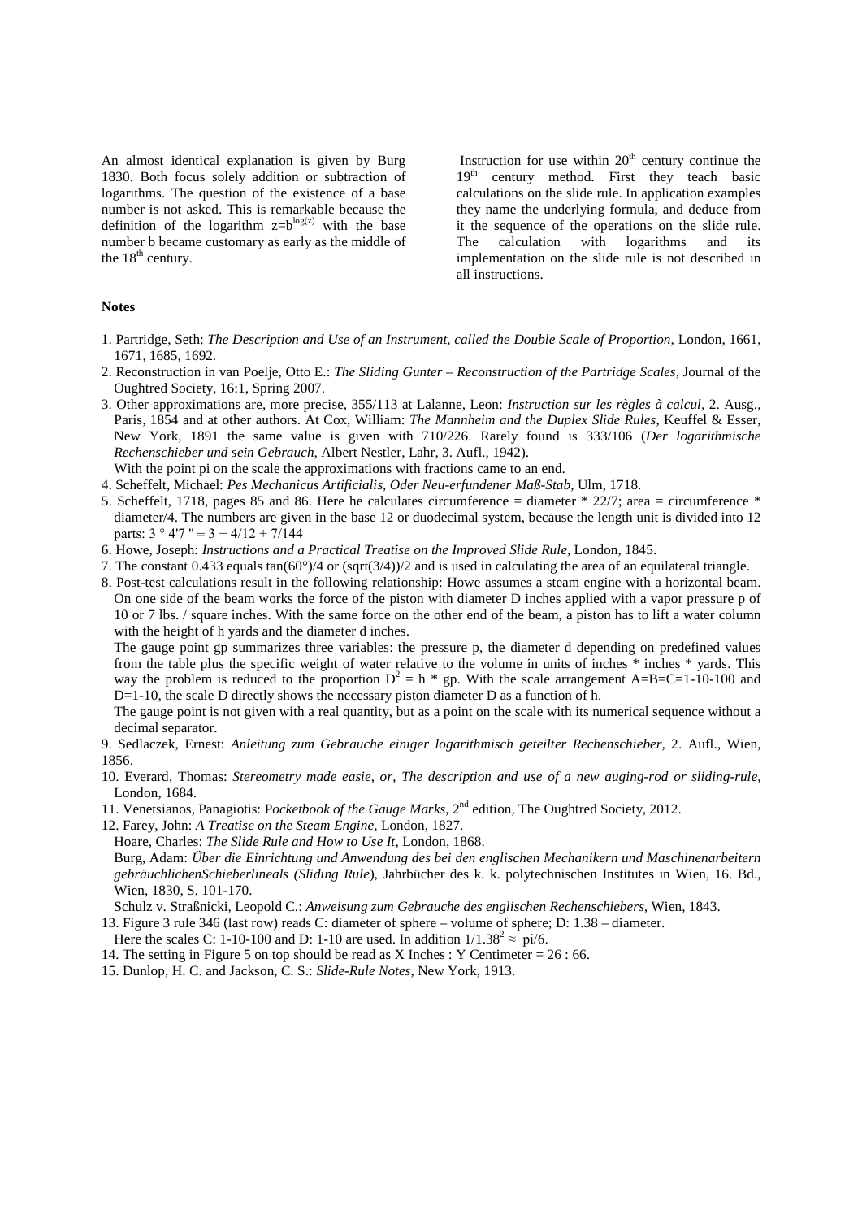An almost identical explanation is given by Burg 1830. Both focus solely addition or subtraction of logarithms. The question of the existence of a base number is not asked. This is remarkable because the definition of the logarithm $z=b^{\log(z)}$ with the base number b became customary as early as the middle of the 18th century.

Instruction for use within 20th century continue the 19th century method. First they teach basic calculations on the slide rule. In application examples they name the underlying formula, and deduce from it the sequence of the operations on the slide rule. The calculation with logarithms and its implementation on the slide rule is not described in all instructions.

**Notes**

1. Partridge, Seth: *The Description and Use of an Instrument, called the Double Scale of Proportion*, London, 1661, 1671, 1685, 1692.
2. Reconstruction in van Poelje, Otto E.: *The Sliding Gunter – Reconstruction of the Partridge Scales*, Journal of the Oughtred Society, 16:1, Spring 2007.
3. Other approximations are, more precise, 355/113 at Lalanne, Leon: *Instruction sur les règles à calcul*, 2. Ausg., Paris, 1854 and at other authors. At Cox, William: *The Mannheim and the Duplex Slide Rules*, Keuffel & Esser, New York, 1891 the same value is given with 710/226. Rarely found is 333/106 (*Der logarithmische Rechenschieber und sein Gebrauch*, Albert Nestler, Lahr, 3. Aufl., 1942).
   With the point pi on the scale the approximations with fractions came to an end.
4. Scheffelt, Michael: *Pes Mechanicus Artificialis, Oder Neu-erfundener Maß-Stab*, Ulm, 1718.
5. Scheffelt, 1718, pages 85 and 86. Here he calculates circumference = diameter * 22/7; area = circumference * diameter/4. The numbers are given in the base 12 or duodecimal system, because the length unit is divided into 12 parts: $3\,°\,4'7'' \equiv 3 + 4/12 + 7/144$
6. Howe, Joseph: *Instructions and a Practical Treatise on the Improved Slide Rule*, London, 1845.
7. The constant 0.433 equals $\tan(60°)/4$ or $(\mathrm{sqrt}(3/4))/2$ and is used in calculating the area of an equilateral triangle.
8. Post-test calculations result in the following relationship: Howe assumes a steam engine with a horizontal beam. On one side of the beam works the force of the piston with diameter D inches applied with a vapor pressure p of 10 or 7 lbs. / square inches. With the same force on the other end of the beam, a piston has to lift a water column with the height of h yards and the diameter d inches.
   The gauge point gp summarizes three variables: the pressure p, the diameter d depending on predefined values from the table plus the specific weight of water relative to the volume in units of inches * inches * yards. This way the problem is reduced to the proportion $D^2 = h * gp$. With the scale arrangement A=B=C=1-10-100 and D=1-10, the scale D directly shows the necessary piston diameter D as a function of h.
   The gauge point is not given with a real quantity, but as a point on the scale with its numerical sequence without a decimal separator.
9. Sedlaczek, Ernest: *Anleitung zum Gebrauche einiger logarithmisch geteilter Rechenschieber*, 2. Aufl., Wien, 1856.
10. Everard, Thomas: *Stereometry made easie, or, The description and use of a new auging-rod or sliding-rule*, London, 1684.
11. Venetsianos, Panagiotis: P*ocketbook of the Gauge Marks*, 2nd edition, The Oughtred Society, 2012.
12. Farey, John: *A Treatise on the Steam Engine*, London, 1827.
    Hoare, Charles: *The Slide Rule and How to Use It*, London, 1868.
    Burg, Adam: *Über die Einrichtung und Anwendung des bei den englischen Mechanikern und Maschinenarbeitern gebräuchlichenSchieberlineals (Sliding Rule*), Jahrbücher des k. k. polytechnischen Institutes in Wien, 16. Bd., Wien, 1830, S. 101-170.
    Schulz v. Straßnicki, Leopold C.: *Anweisung zum Gebrauche des englischen Rechenschiebers*, Wien, 1843.
13. Figure 3 rule 346 (last row) reads C: diameter of sphere – volume of sphere; D: 1.38 – diameter.
    Here the scales C: 1-10-100 and D: 1-10 are used. In addition $1/1.38^2 \approx \pi/6$.
14. The setting in Figure 5 on top should be read as X Inches : Y Centimeter = 26 : 66.
15. Dunlop, H. C. and Jackson, C. S.: *Slide-Rule Notes*, New York, 1913.